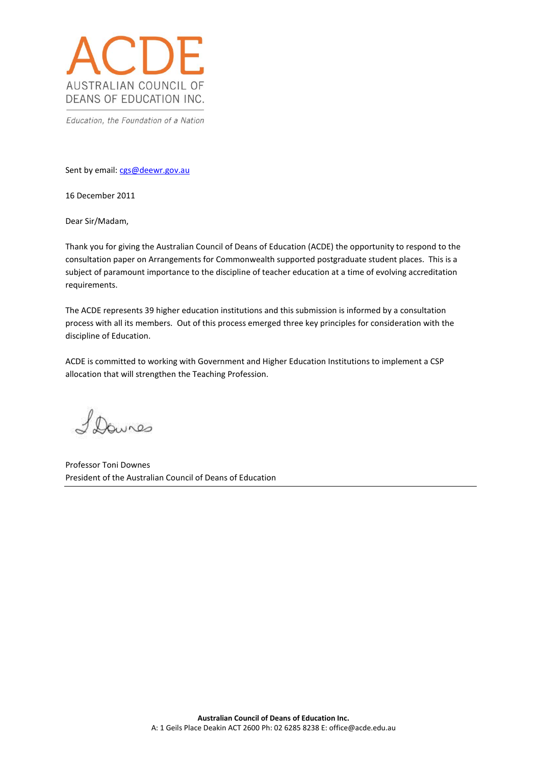# ACDE

AUSTRALIAN COUNCIL OF DEANS OF EDUCATION INC.

*Education, the Foundation of a Nation*

Sent by email: [cgs@deewr.gov.au](mailto:cgs@deewr.gov.au)

16 December 2011

Dear Sir/Madam,

Thank you for giving the Australian Council of Deans of Education (ACDE) the opportunity to respond to the consultation paper on Arrangements for Commonwealth supported postgraduate student places. This is a subject of paramount importance to the discipline of teacher education at a time of evolving accreditation requirements.

The ACDE represents 39 higher education institutions and this submission is informed by a consultation process with all its members. Out of this process emerged three key principles for consideration with the discipline of Education.

ACDE is committed to working with Government and Higher Education Institutions to implement a CSP allocation that will strengthen the Teaching Profession.

Professor Toni Downes
President of the Australian Council of Deans of Education

**Australian Council of Deans of Education Inc.**
A: 1 Geils Place Deakin ACT 2600 Ph: 02 6285 8238 E: office@acde.edu.au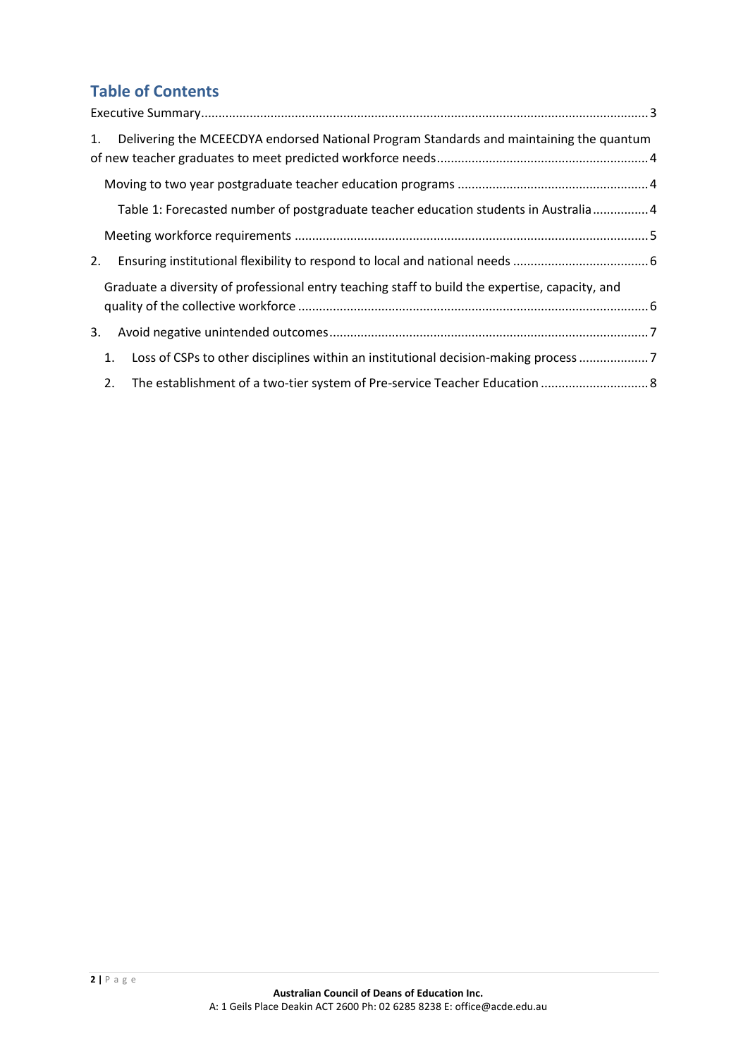## Table of Contents

Executive Summary ... 3

1. Delivering the MCEECDYA endorsed National Program Standards and maintaining the quantum of new teacher graduates to meet predicted workforce needs ... 4
   - Moving to two year postgraduate teacher education programs ... 4
     - Table 1: Forecasted number of postgraduate teacher education students in Australia ... 4
   - Meeting workforce requirements ... 5
2. Ensuring institutional flexibility to respond to local and national needs ... 6
   - Graduate a diversity of professional entry teaching staff to build the expertise, capacity, and quality of the collective workforce ... 6
3. Avoid negative unintended outcomes ... 7
   1. Loss of CSPs to other disciplines within an institutional decision-making process ... 7
   2. The establishment of a two-tier system of Pre-service Teacher Education ... 8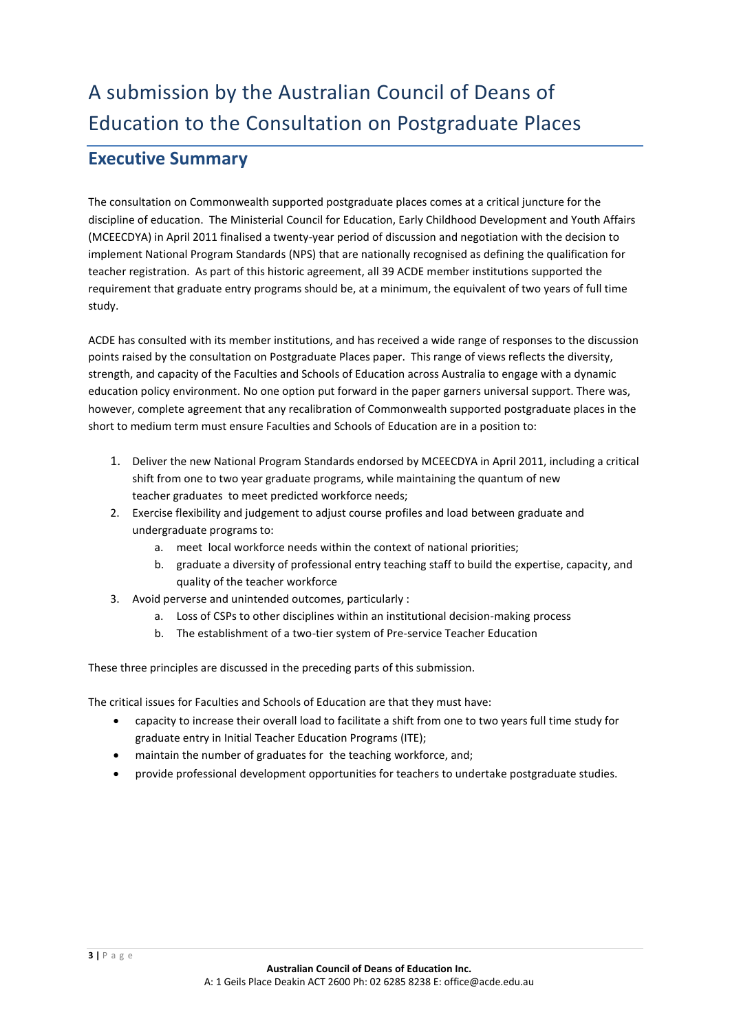# A submission by the Australian Council of Deans of Education to the Consultation on Postgraduate Places

## Executive Summary

The consultation on Commonwealth supported postgraduate places comes at a critical juncture for the discipline of education. The Ministerial Council for Education, Early Childhood Development and Youth Affairs (MCEECDYA) in April 2011 finalised a twenty-year period of discussion and negotiation with the decision to implement National Program Standards (NPS) that are nationally recognised as defining the qualification for teacher registration. As part of this historic agreement, all 39 ACDE member institutions supported the requirement that graduate entry programs should be, at a minimum, the equivalent of two years of full time study.

ACDE has consulted with its member institutions, and has received a wide range of responses to the discussion points raised by the consultation on Postgraduate Places paper. This range of views reflects the diversity, strength, and capacity of the Faculties and Schools of Education across Australia to engage with a dynamic education policy environment. No one option put forward in the paper garners universal support. There was, however, complete agreement that any recalibration of Commonwealth supported postgraduate places in the short to medium term must ensure Faculties and Schools of Education are in a position to:

1. Deliver the new National Program Standards endorsed by MCEECDYA in April 2011, including a critical shift from one to two year graduate programs, while maintaining the quantum of new teacher graduates to meet predicted workforce needs;
2. Exercise flexibility and judgement to adjust course profiles and load between graduate and undergraduate programs to:
   a. meet local workforce needs within the context of national priorities;
   b. graduate a diversity of professional entry teaching staff to build the expertise, capacity, and quality of the teacher workforce
3. Avoid perverse and unintended outcomes, particularly :
   a. Loss of CSPs to other disciplines within an institutional decision-making process
   b. The establishment of a two-tier system of Pre-service Teacher Education

These three principles are discussed in the preceding parts of this submission.

The critical issues for Faculties and Schools of Education are that they must have:

- capacity to increase their overall load to facilitate a shift from one to two years full time study for graduate entry in Initial Teacher Education Programs (ITE);
- maintain the number of graduates for the teaching workforce, and;
- provide professional development opportunities for teachers to undertake postgraduate studies.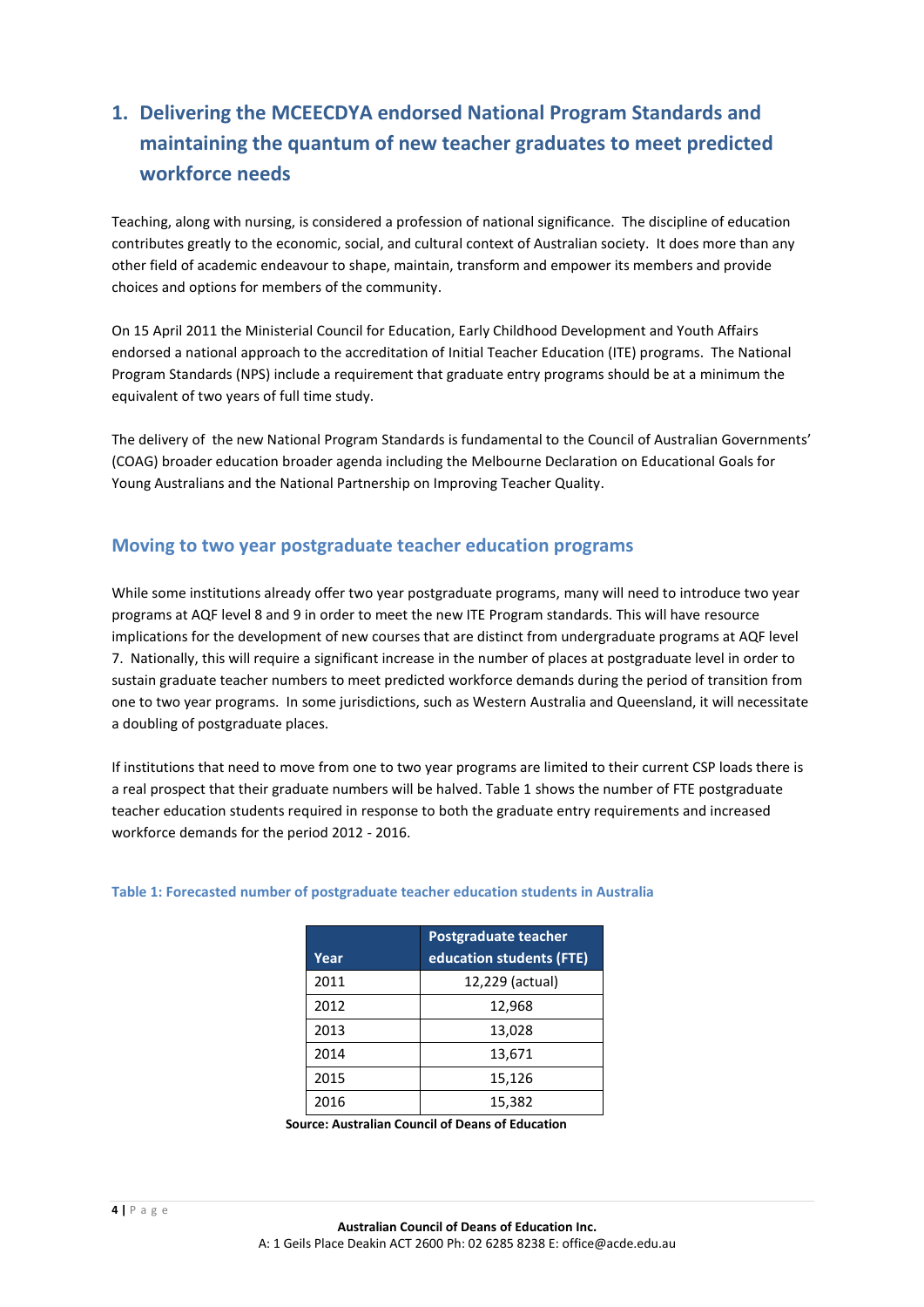# 1. Delivering the MCEECDYA endorsed National Program Standards and maintaining the quantum of new teacher graduates to meet predicted workforce needs

Teaching, along with nursing, is considered a profession of national significance. The discipline of education contributes greatly to the economic, social, and cultural context of Australian society. It does more than any other field of academic endeavour to shape, maintain, transform and empower its members and provide choices and options for members of the community.

On 15 April 2011 the Ministerial Council for Education, Early Childhood Development and Youth Affairs endorsed a national approach to the accreditation of Initial Teacher Education (ITE) programs. The National Program Standards (NPS) include a requirement that graduate entry programs should be at a minimum the equivalent of two years of full time study.

The delivery of the new National Program Standards is fundamental to the Council of Australian Governments' (COAG) broader education broader agenda including the Melbourne Declaration on Educational Goals for Young Australians and the National Partnership on Improving Teacher Quality.

## Moving to two year postgraduate teacher education programs

While some institutions already offer two year postgraduate programs, many will need to introduce two year programs at AQF level 8 and 9 in order to meet the new ITE Program standards. This will have resource implications for the development of new courses that are distinct from undergraduate programs at AQF level 7. Nationally, this will require a significant increase in the number of places at postgraduate level in order to sustain graduate teacher numbers to meet predicted workforce demands during the period of transition from one to two year programs. In some jurisdictions, such as Western Australia and Queensland, it will necessitate a doubling of postgraduate places.

If institutions that need to move from one to two year programs are limited to their current CSP loads there is a real prospect that their graduate numbers will be halved. Table 1 shows the number of FTE postgraduate teacher education students required in response to both the graduate entry requirements and increased workforce demands for the period 2012 - 2016.

**Table 1: Forecasted number of postgraduate teacher education students in Australia**

| Year | Postgraduate teacher education students (FTE) |
|---|---|
| 2011 | 12,229 (actual) |
| 2012 | 12,968 |
| 2013 | 13,028 |
| 2014 | 13,671 |
| 2015 | 15,126 |
| 2016 | 15,382 |

**Source: Australian Council of Deans of Education**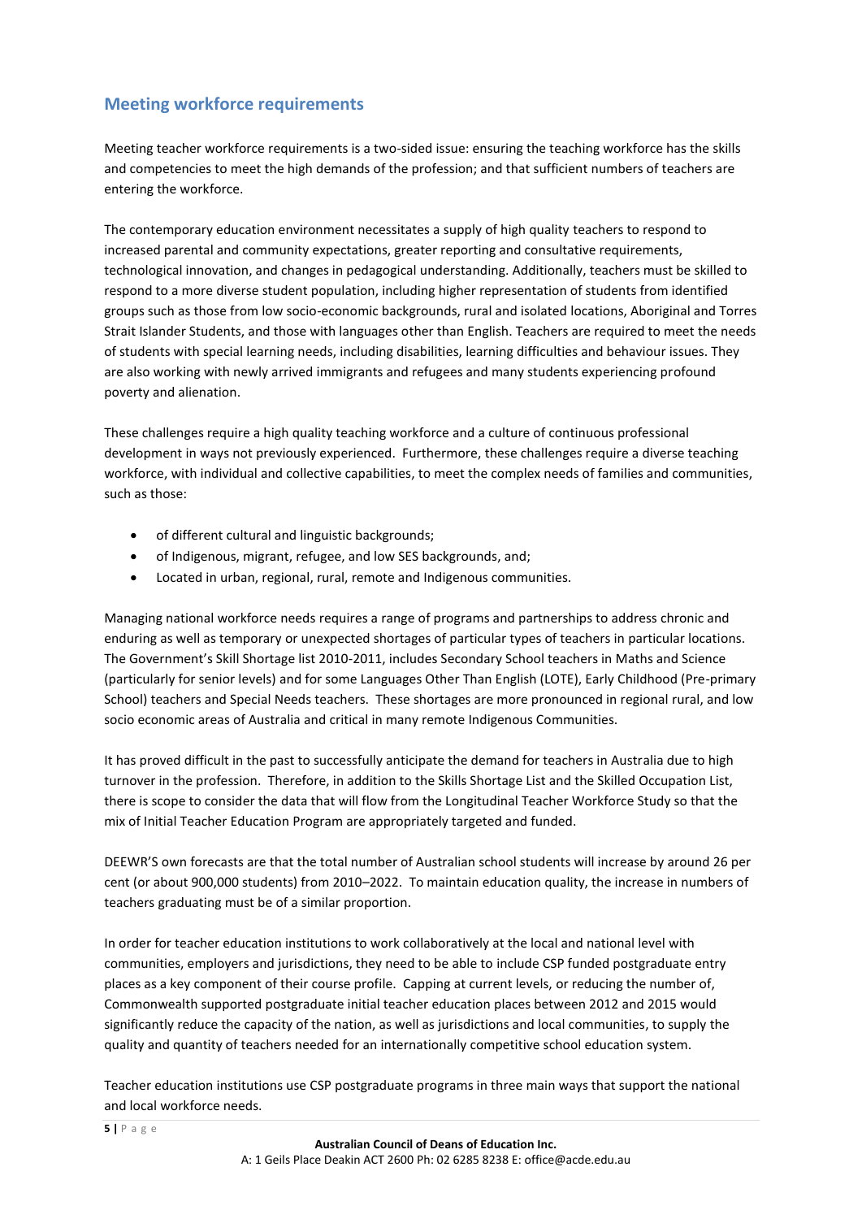## Meeting workforce requirements

Meeting teacher workforce requirements is a two-sided issue: ensuring the teaching workforce has the skills and competencies to meet the high demands of the profession; and that sufficient numbers of teachers are entering the workforce.

The contemporary education environment necessitates a supply of high quality teachers to respond to increased parental and community expectations, greater reporting and consultative requirements, technological innovation, and changes in pedagogical understanding. Additionally, teachers must be skilled to respond to a more diverse student population, including higher representation of students from identified groups such as those from low socio-economic backgrounds, rural and isolated locations, Aboriginal and Torres Strait Islander Students, and those with languages other than English. Teachers are required to meet the needs of students with special learning needs, including disabilities, learning difficulties and behaviour issues. They are also working with newly arrived immigrants and refugees and many students experiencing profound poverty and alienation.

These challenges require a high quality teaching workforce and a culture of continuous professional development in ways not previously experienced. Furthermore, these challenges require a diverse teaching workforce, with individual and collective capabilities, to meet the complex needs of families and communities, such as those:

- of different cultural and linguistic backgrounds;
- of Indigenous, migrant, refugee, and low SES backgrounds, and;
- Located in urban, regional, rural, remote and Indigenous communities.

Managing national workforce needs requires a range of programs and partnerships to address chronic and enduring as well as temporary or unexpected shortages of particular types of teachers in particular locations. The Government's Skill Shortage list 2010-2011, includes Secondary School teachers in Maths and Science (particularly for senior levels) and for some Languages Other Than English (LOTE), Early Childhood (Pre-primary School) teachers and Special Needs teachers. These shortages are more pronounced in regional rural, and low socio economic areas of Australia and critical in many remote Indigenous Communities.

It has proved difficult in the past to successfully anticipate the demand for teachers in Australia due to high turnover in the profession. Therefore, in addition to the Skills Shortage List and the Skilled Occupation List, there is scope to consider the data that will flow from the Longitudinal Teacher Workforce Study so that the mix of Initial Teacher Education Program are appropriately targeted and funded.

DEEWR'S own forecasts are that the total number of Australian school students will increase by around 26 per cent (or about 900,000 students) from 2010–2022. To maintain education quality, the increase in numbers of teachers graduating must be of a similar proportion.

In order for teacher education institutions to work collaboratively at the local and national level with communities, employers and jurisdictions, they need to be able to include CSP funded postgraduate entry places as a key component of their course profile. Capping at current levels, or reducing the number of, Commonwealth supported postgraduate initial teacher education places between 2012 and 2015 would significantly reduce the capacity of the nation, as well as jurisdictions and local communities, to supply the quality and quantity of teachers needed for an internationally competitive school education system.

Teacher education institutions use CSP postgraduate programs in three main ways that support the national and local workforce needs.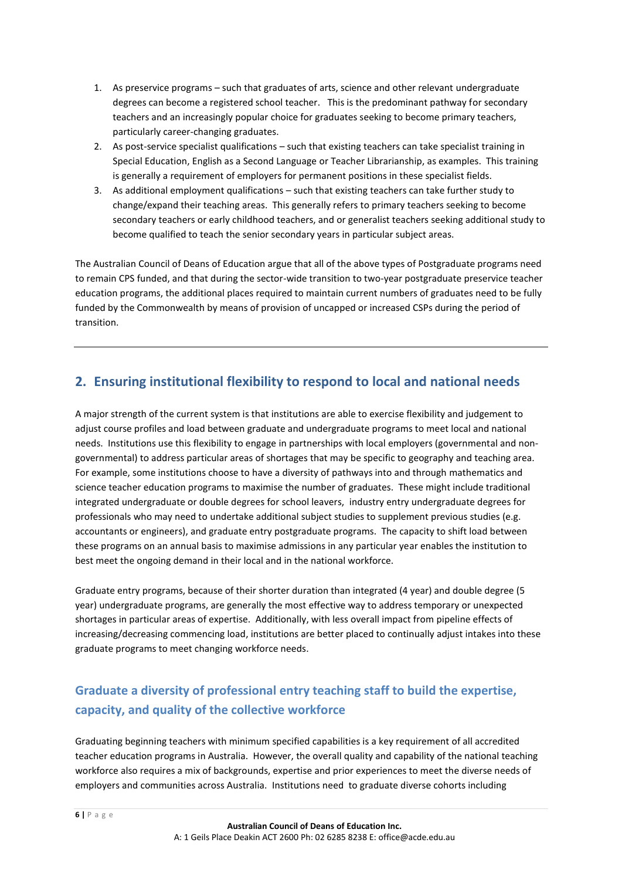1. As preservice programs – such that graduates of arts, science and other relevant undergraduate degrees can become a registered school teacher. This is the predominant pathway for secondary teachers and an increasingly popular choice for graduates seeking to become primary teachers, particularly career-changing graduates.
2. As post-service specialist qualifications – such that existing teachers can take specialist training in Special Education, English as a Second Language or Teacher Librarianship, as examples. This training is generally a requirement of employers for permanent positions in these specialist fields.
3. As additional employment qualifications – such that existing teachers can take further study to change/expand their teaching areas. This generally refers to primary teachers seeking to become secondary teachers or early childhood teachers, and or generalist teachers seeking additional study to become qualified to teach the senior secondary years in particular subject areas.

The Australian Council of Deans of Education argue that all of the above types of Postgraduate programs need to remain CPS funded, and that during the sector-wide transition to two-year postgraduate preservice teacher education programs, the additional places required to maintain current numbers of graduates need to be fully funded by the Commonwealth by means of provision of uncapped or increased CSPs during the period of transition.

---

## 2. Ensuring institutional flexibility to respond to local and national needs

A major strength of the current system is that institutions are able to exercise flexibility and judgement to adjust course profiles and load between graduate and undergraduate programs to meet local and national needs. Institutions use this flexibility to engage in partnerships with local employers (governmental and non-governmental) to address particular areas of shortages that may be specific to geography and teaching area. For example, some institutions choose to have a diversity of pathways into and through mathematics and science teacher education programs to maximise the number of graduates. These might include traditional integrated undergraduate or double degrees for school leavers, industry entry undergraduate degrees for professionals who may need to undertake additional subject studies to supplement previous studies (e.g. accountants or engineers), and graduate entry postgraduate programs. The capacity to shift load between these programs on an annual basis to maximise admissions in any particular year enables the institution to best meet the ongoing demand in their local and in the national workforce.

Graduate entry programs, because of their shorter duration than integrated (4 year) and double degree (5 year) undergraduate programs, are generally the most effective way to address temporary or unexpected shortages in particular areas of expertise. Additionally, with less overall impact from pipeline effects of increasing/decreasing commencing load, institutions are better placed to continually adjust intakes into these graduate programs to meet changing workforce needs.

### Graduate a diversity of professional entry teaching staff to build the expertise, capacity, and quality of the collective workforce

Graduating beginning teachers with minimum specified capabilities is a key requirement of all accredited teacher education programs in Australia. However, the overall quality and capability of the national teaching workforce also requires a mix of backgrounds, expertise and prior experiences to meet the diverse needs of employers and communities across Australia. Institutions need to graduate diverse cohorts including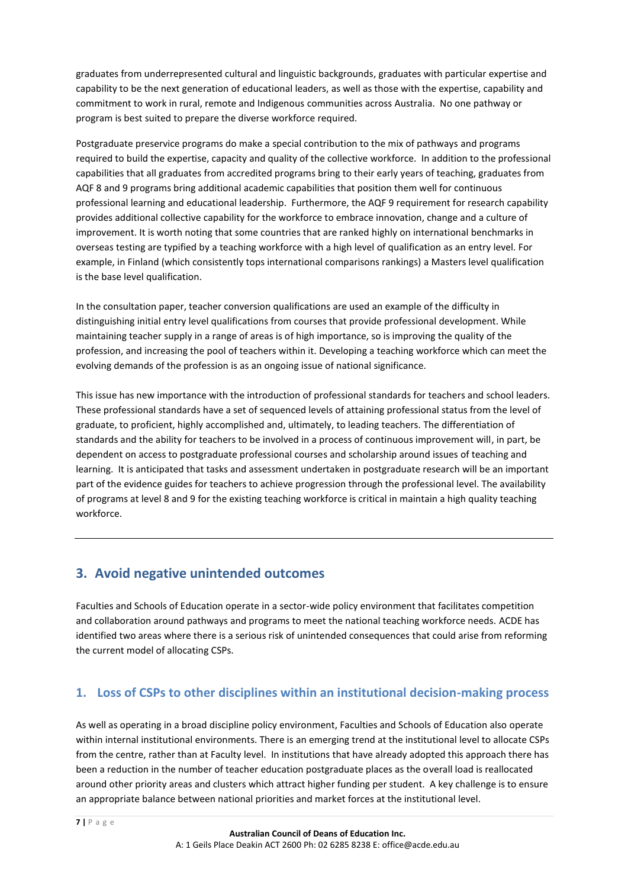graduates from underrepresented cultural and linguistic backgrounds, graduates with particular expertise and capability to be the next generation of educational leaders, as well as those with the expertise, capability and commitment to work in rural, remote and Indigenous communities across Australia. No one pathway or program is best suited to prepare the diverse workforce required.

Postgraduate preservice programs do make a special contribution to the mix of pathways and programs required to build the expertise, capacity and quality of the collective workforce. In addition to the professional capabilities that all graduates from accredited programs bring to their early years of teaching, graduates from AQF 8 and 9 programs bring additional academic capabilities that position them well for continuous professional learning and educational leadership. Furthermore, the AQF 9 requirement for research capability provides additional collective capability for the workforce to embrace innovation, change and a culture of improvement. It is worth noting that some countries that are ranked highly on international benchmarks in overseas testing are typified by a teaching workforce with a high level of qualification as an entry level. For example, in Finland (which consistently tops international comparisons rankings) a Masters level qualification is the base level qualification.

In the consultation paper, teacher conversion qualifications are used an example of the difficulty in distinguishing initial entry level qualifications from courses that provide professional development. While maintaining teacher supply in a range of areas is of high importance, so is improving the quality of the profession, and increasing the pool of teachers within it. Developing a teaching workforce which can meet the evolving demands of the profession is as an ongoing issue of national significance.

This issue has new importance with the introduction of professional standards for teachers and school leaders. These professional standards have a set of sequenced levels of attaining professional status from the level of graduate, to proficient, highly accomplished and, ultimately, to leading teachers. The differentiation of standards and the ability for teachers to be involved in a process of continuous improvement will, in part, be dependent on access to postgraduate professional courses and scholarship around issues of teaching and learning. It is anticipated that tasks and assessment undertaken in postgraduate research will be an important part of the evidence guides for teachers to achieve progression through the professional level. The availability of programs at level 8 and 9 for the existing teaching workforce is critical in maintain a high quality teaching workforce.

---

## 3. Avoid negative unintended outcomes

Faculties and Schools of Education operate in a sector-wide policy environment that facilitates competition and collaboration around pathways and programs to meet the national teaching workforce needs. ACDE has identified two areas where there is a serious risk of unintended consequences that could arise from reforming the current model of allocating CSPs.

### 1. Loss of CSPs to other disciplines within an institutional decision-making process

As well as operating in a broad discipline policy environment, Faculties and Schools of Education also operate within internal institutional environments. There is an emerging trend at the institutional level to allocate CSPs from the centre, rather than at Faculty level. In institutions that have already adopted this approach there has been a reduction in the number of teacher education postgraduate places as the overall load is reallocated around other priority areas and clusters which attract higher funding per student. A key challenge is to ensure an appropriate balance between national priorities and market forces at the institutional level.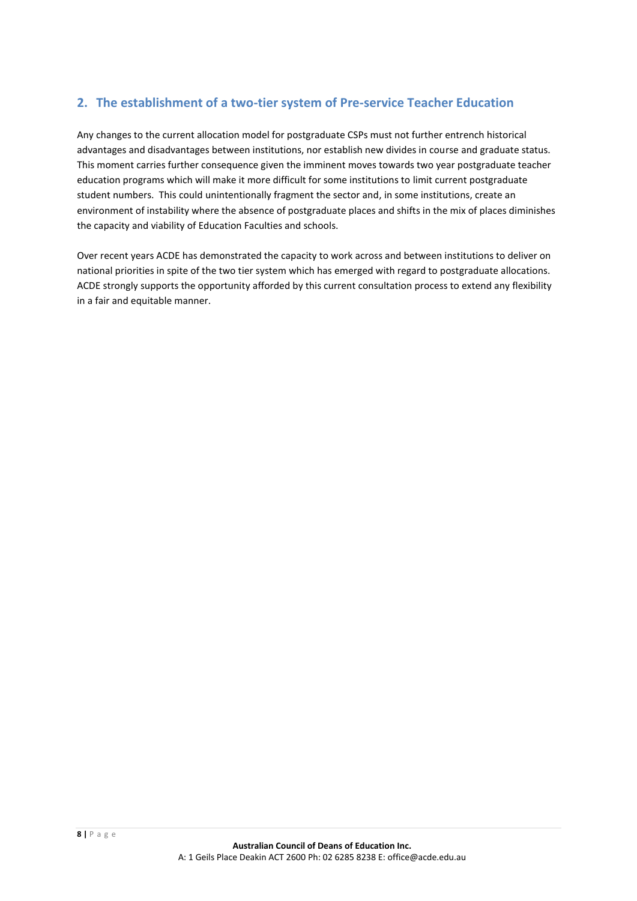## 2. The establishment of a two-tier system of Pre-service Teacher Education

Any changes to the current allocation model for postgraduate CSPs must not further entrench historical advantages and disadvantages between institutions, nor establish new divides in course and graduate status. This moment carries further consequence given the imminent moves towards two year postgraduate teacher education programs which will make it more difficult for some institutions to limit current postgraduate student numbers. This could unintentionally fragment the sector and, in some institutions, create an environment of instability where the absence of postgraduate places and shifts in the mix of places diminishes the capacity and viability of Education Faculties and schools.

Over recent years ACDE has demonstrated the capacity to work across and between institutions to deliver on national priorities in spite of the two tier system which has emerged with regard to postgraduate allocations. ACDE strongly supports the opportunity afforded by this current consultation process to extend any flexibility in a fair and equitable manner.